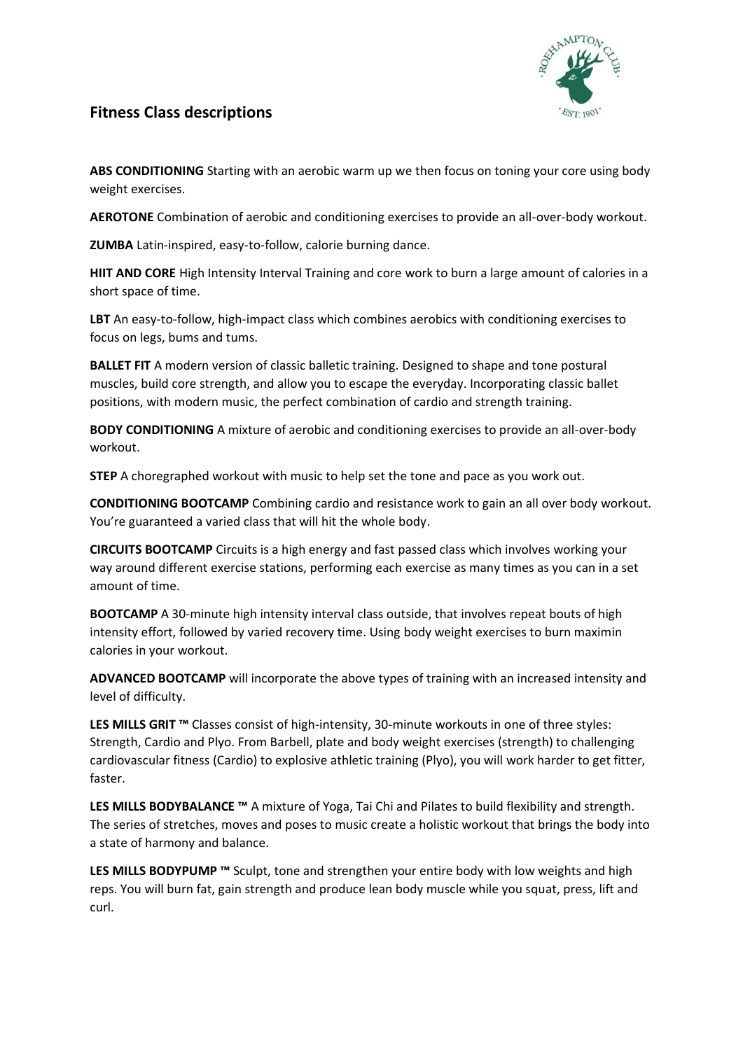## Fitness Class descriptions

**ABS CONDITIONING** Starting with an aerobic warm up we then focus on toning your core using body weight exercises.

**AEROTONE** Combination of aerobic and conditioning exercises to provide an all-over-body workout.

**ZUMBA** Latin-inspired, easy-to-follow, calorie burning dance.

**HIIT AND CORE** High Intensity Interval Training and core work to burn a large amount of calories in a short space of time.

**LBT** An easy-to-follow, high-impact class which combines aerobics with conditioning exercises to focus on legs, bums and tums.

**BALLET FIT** A modern version of classic balletic training. Designed to shape and tone postural muscles, build core strength, and allow you to escape the everyday. Incorporating classic ballet positions, with modern music, the perfect combination of cardio and strength training.

**BODY CONDITIONING** A mixture of aerobic and conditioning exercises to provide an all-over-body workout.

**STEP** A choregraphed workout with music to help set the tone and pace as you work out.

**CONDITIONING BOOTCAMP** Combining cardio and resistance work to gain an all over body workout. You're guaranteed a varied class that will hit the whole body.

**CIRCUITS BOOTCAMP** Circuits is a high energy and fast passed class which involves working your way around different exercise stations, performing each exercise as many times as you can in a set amount of time.

**BOOTCAMP** A 30-minute high intensity interval class outside, that involves repeat bouts of high intensity effort, followed by varied recovery time. Using body weight exercises to burn maximin calories in your workout.

**ADVANCED BOOTCAMP** will incorporate the above types of training with an increased intensity and level of difficulty.

**LES MILLS GRIT ™** Classes consist of high-intensity, 30-minute workouts in one of three styles: Strength, Cardio and Plyo. From Barbell, plate and body weight exercises (strength) to challenging cardiovascular fitness (Cardio) to explosive athletic training (Plyo), you will work harder to get fitter, faster.

**LES MILLS BODYBALANCE ™** A mixture of Yoga, Tai Chi and Pilates to build flexibility and strength. The series of stretches, moves and poses to music create a holistic workout that brings the body into a state of harmony and balance.

**LES MILLS BODYPUMP ™** Sculpt, tone and strengthen your entire body with low weights and high reps. You will burn fat, gain strength and produce lean body muscle while you squat, press, lift and curl.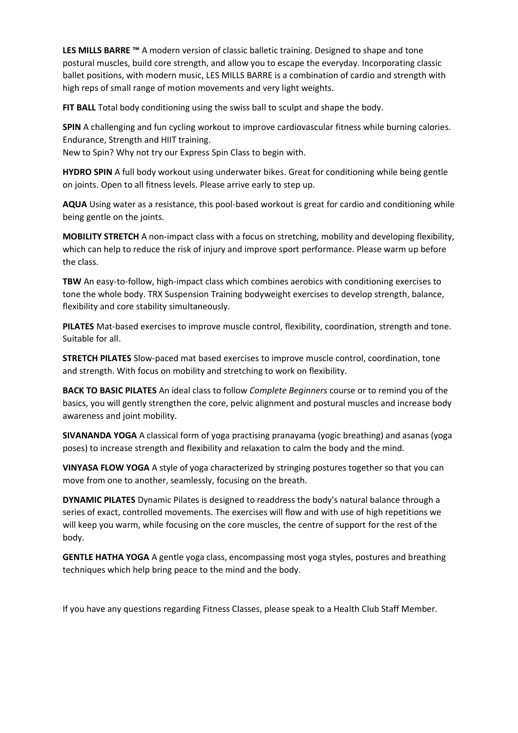**LES MILLS BARRE ™** A modern version of classic balletic training. Designed to shape and tone postural muscles, build core strength, and allow you to escape the everyday. Incorporating classic ballet positions, with modern music, LES MILLS BARRE is a combination of cardio and strength with high reps of small range of motion movements and very light weights.

**FIT BALL** Total body conditioning using the swiss ball to sculpt and shape the body.

**SPIN** A challenging and fun cycling workout to improve cardiovascular fitness while burning calories. Endurance, Strength and HIIT training.
New to Spin? Why not try our Express Spin Class to begin with.

**HYDRO SPIN** A full body workout using underwater bikes. Great for conditioning while being gentle on joints. Open to all fitness levels. Please arrive early to step up.

**AQUA** Using water as a resistance, this pool-based workout is great for cardio and conditioning while being gentle on the joints.

**MOBILITY STRETCH** A non-impact class with a focus on stretching, mobility and developing flexibility, which can help to reduce the risk of injury and improve sport performance. Please warm up before the class.

**TBW** An easy-to-follow, high-impact class which combines aerobics with conditioning exercises to tone the whole body. TRX Suspension Training bodyweight exercises to develop strength, balance, flexibility and core stability simultaneously.

**PILATES** Mat-based exercises to improve muscle control, flexibility, coordination, strength and tone. Suitable for all.

**STRETCH PILATES** Slow-paced mat based exercises to improve muscle control, coordination, tone and strength. With focus on mobility and stretching to work on flexibility.

**BACK TO BASIC PILATES** An ideal class to follow *Complete Beginners* course or to remind you of the basics, you will gently strengthen the core, pelvic alignment and postural muscles and increase body awareness and joint mobility.

**SIVANANDA YOGA** A classical form of yoga practising pranayama (yogic breathing) and asanas (yoga poses) to increase strength and flexibility and relaxation to calm the body and the mind.

**VINYASA FLOW YOGA** A style of yoga characterized by stringing postures together so that you can move from one to another, seamlessly, focusing on the breath.

**DYNAMIC PILATES** Dynamic Pilates is designed to readdress the body's natural balance through a series of exact, controlled movements. The exercises will flow and with use of high repetitions we will keep you warm, while focusing on the core muscles, the centre of support for the rest of the body.

**GENTLE HATHA YOGA** A gentle yoga class, encompassing most yoga styles, postures and breathing techniques which help bring peace to the mind and the body.

If you have any questions regarding Fitness Classes, please speak to a Health Club Staff Member.